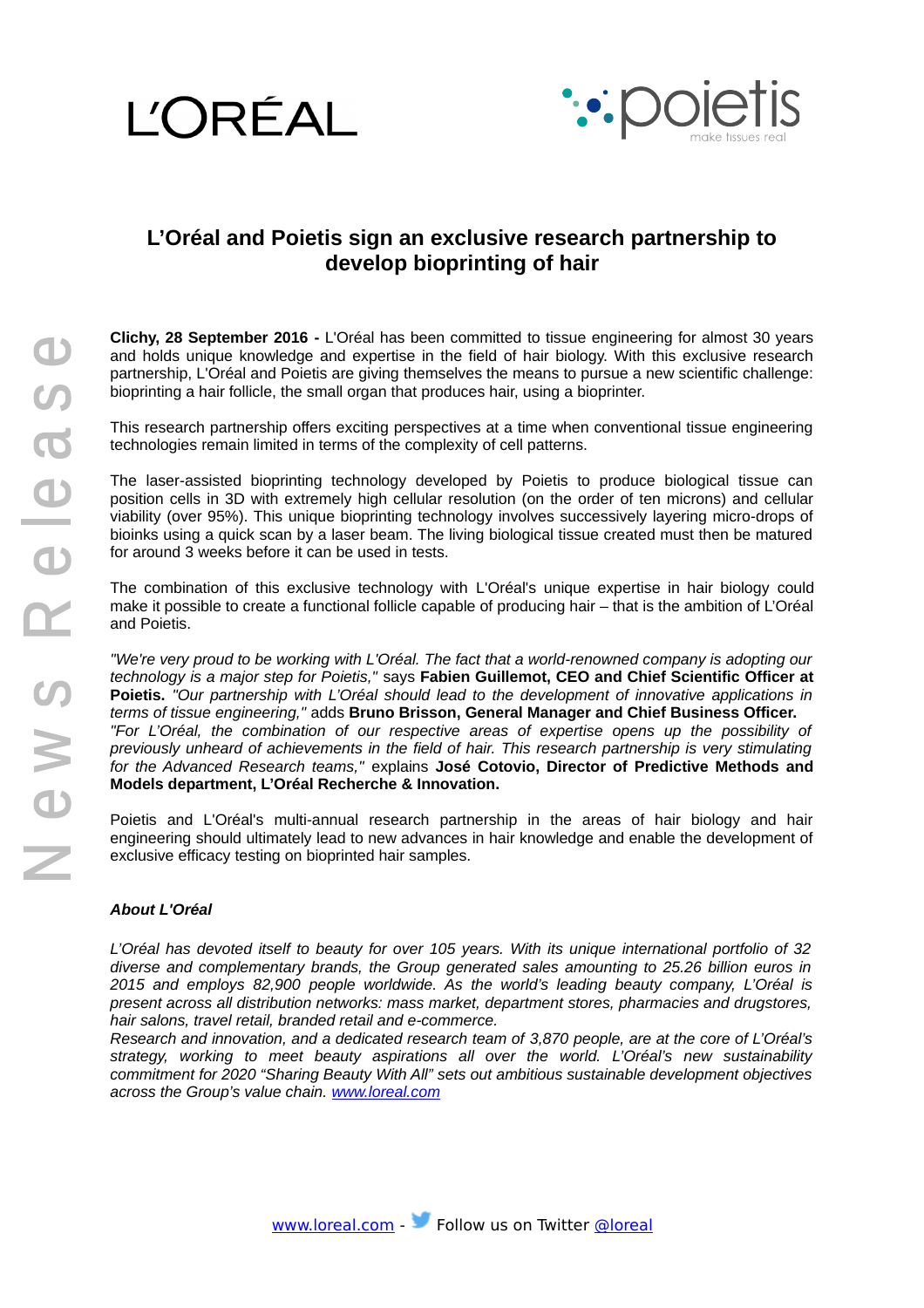# L'Oréal and Poietis sign an exclusive research partnership to develop bioprinting of hair

**Clichy, 28 September 2016 -** L'Oréal has been committed to tissue engineering for almost 30 years and holds unique knowledge and expertise in the field of hair biology. With this exclusive research partnership, L'Oréal and Poietis are giving themselves the means to pursue a new scientific challenge: bioprinting a hair follicle, the small organ that produces hair, using a bioprinter.

This research partnership offers exciting perspectives at a time when conventional tissue engineering technologies remain limited in terms of the complexity of cell patterns.

The laser-assisted bioprinting technology developed by Poietis to produce biological tissue can position cells in 3D with extremely high cellular resolution (on the order of ten microns) and cellular viability (over 95%). This unique bioprinting technology involves successively layering micro-drops of bioinks using a quick scan by a laser beam. The living biological tissue created must then be matured for around 3 weeks before it can be used in tests.

The combination of this exclusive technology with L'Oréal's unique expertise in hair biology could make it possible to create a functional follicle capable of producing hair – that is the ambition of L'Oréal and Poietis.

*"We're very proud to be working with L'Oréal. The fact that a world-renowned company is adopting our technology is a major step for Poietis,"* says **Fabien Guillemot, CEO and Chief Scientific Officer at Poietis.** *"Our partnership with L'Oréal should lead to the development of innovative applications in terms of tissue engineering,"* adds **Bruno Brisson, General Manager and Chief Business Officer.**
*"For L'Oréal, the combination of our respective areas of expertise opens up the possibility of previously unheard of achievements in the field of hair. This research partnership is very stimulating for the Advanced Research teams,"* explains **José Cotovio, Director of Predictive Methods and Models department, L'Oréal Recherche & Innovation.**

Poietis and L'Oréal's multi-annual research partnership in the areas of hair biology and hair engineering should ultimately lead to new advances in hair knowledge and enable the development of exclusive efficacy testing on bioprinted hair samples.

***About L'Oréal***

*L'Oréal has devoted itself to beauty for over 105 years. With its unique international portfolio of 32 diverse and complementary brands, the Group generated sales amounting to 25.26 billion euros in 2015 and employs 82,900 people worldwide. As the world's leading beauty company, L'Oréal is present across all distribution networks: mass market, department stores, pharmacies and drugstores, hair salons, travel retail, branded retail and e-commerce.*
*Research and innovation, and a dedicated research team of 3,870 people, are at the core of L'Oréal's strategy, working to meet beauty aspirations all over the world. L'Oréal's new sustainability commitment for 2020 "Sharing Beauty With All" sets out ambitious sustainable development objectives across the Group's value chain.* [*www.loreal.com*](http://www.loreal.com)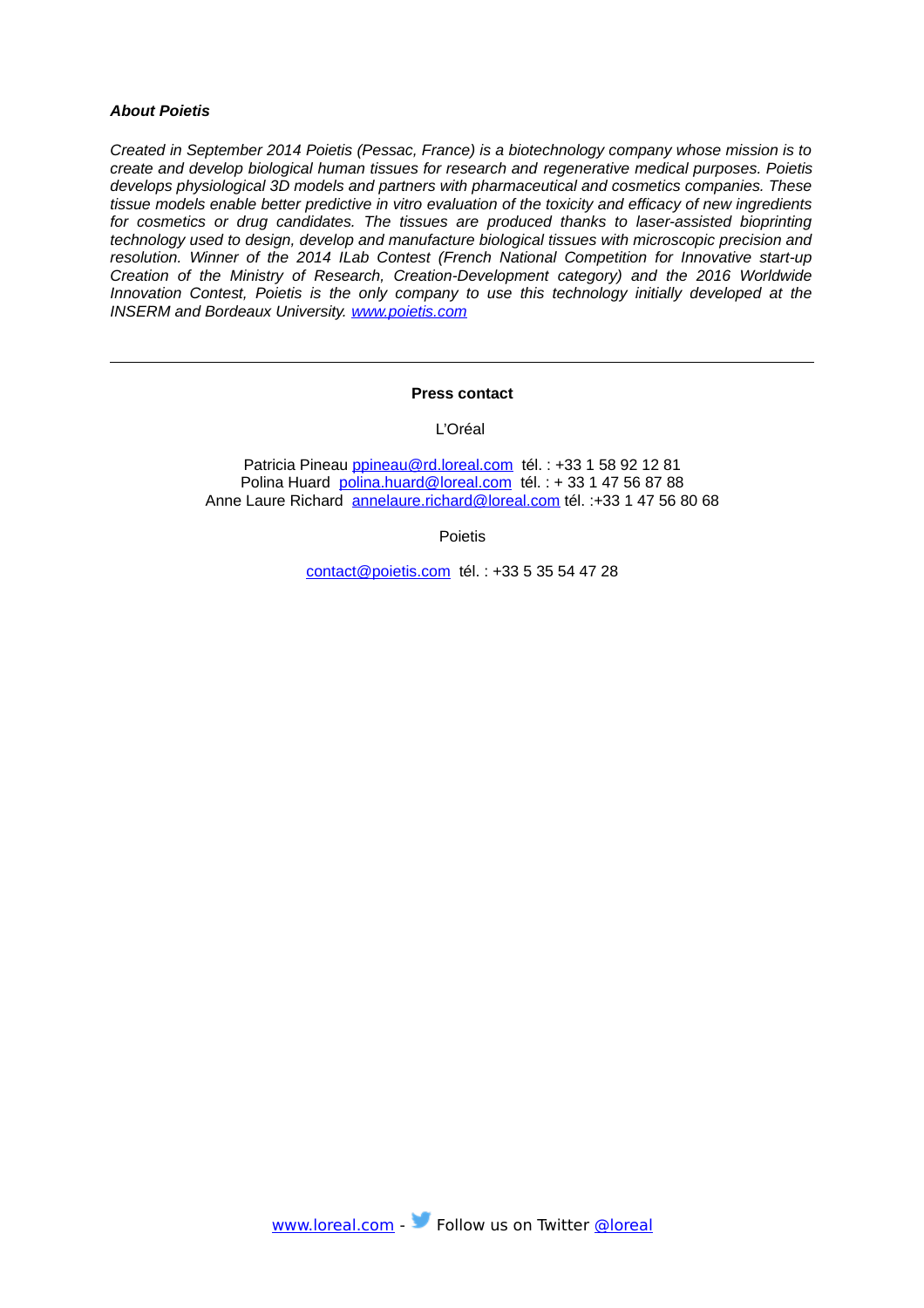***About Poietis***

*Created in September 2014 Poietis (Pessac, France) is a biotechnology company whose mission is to create and develop biological human tissues for research and regenerative medical purposes. Poietis develops physiological 3D models and partners with pharmaceutical and cosmetics companies. These tissue models enable better predictive in vitro evaluation of the toxicity and efficacy of new ingredients for cosmetics or drug candidates. The tissues are produced thanks to laser-assisted bioprinting technology used to design, develop and manufacture biological tissues with microscopic precision and resolution. Winner of the 2014 ILab Contest (French National Competition for Innovative start-up Creation of the Ministry of Research, Creation-Development category) and the 2016 Worldwide Innovation Contest, Poietis is the only company to use this technology initially developed at the INSERM and Bordeaux University. www.poietis.com*

---

**Press contact**

L'Oréal

Patricia Pineau ppineau@rd.loreal.com tél. : +33 1 58 92 12 81
Polina Huard polina.huard@loreal.com tél. : + 33 1 47 56 87 88
Anne Laure Richard annelaure.richard@loreal.com tél. :+33 1 47 56 80 68

Poietis

contact@poietis.com tél. : +33 5 35 54 47 28

www.loreal.com - Follow us on Twitter @loreal